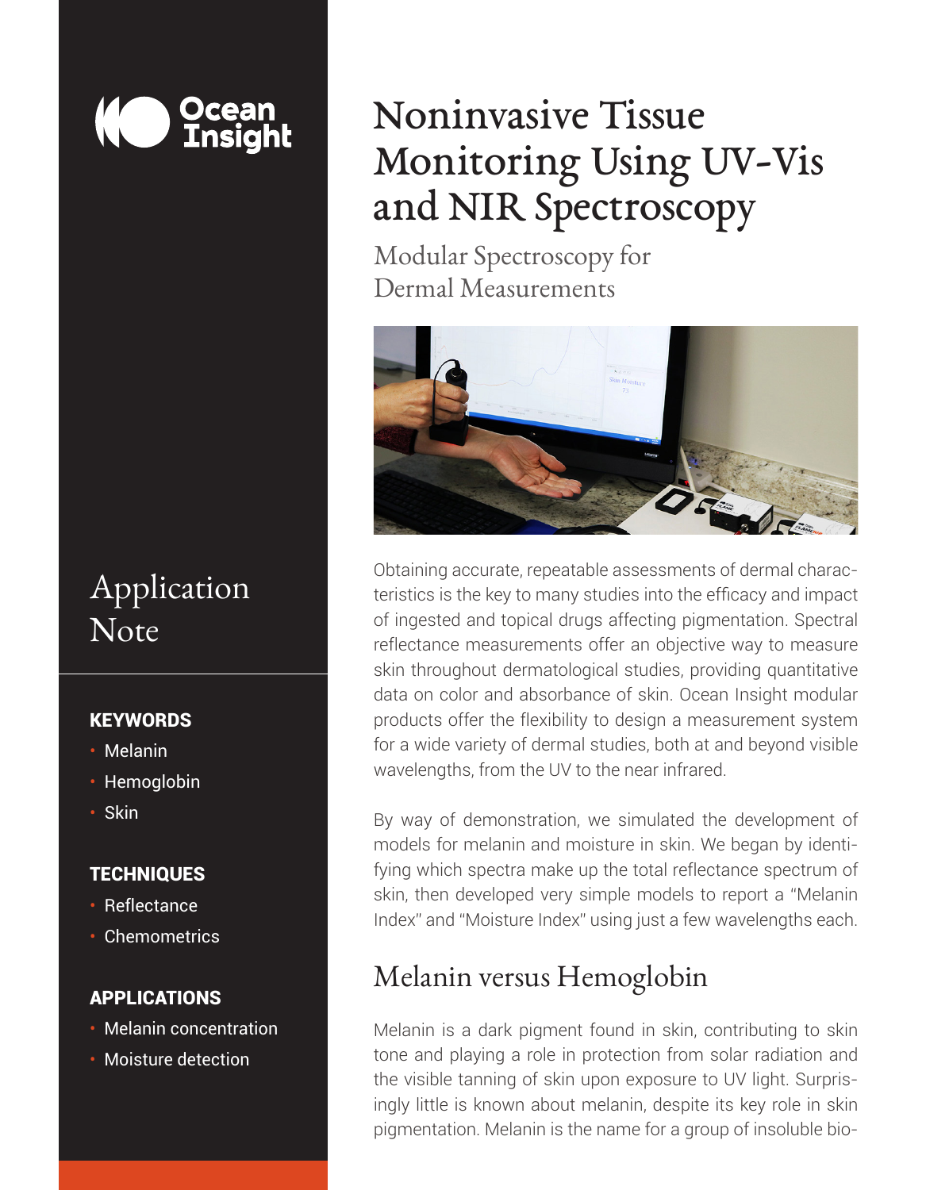# Noninvasive Tissue Monitoring Using UV-Vis and NIR Spectroscopy

Modular Spectroscopy for Dermal Measurements

Application Note

**KEYWORDS**

- Melanin
- Hemoglobin
- Skin

**TECHNIQUES**

- Reflectance
- Chemometrics

**APPLICATIONS**

- Melanin concentration
- Moisture detection

Obtaining accurate, repeatable assessments of dermal characteristics is the key to many studies into the efficacy and impact of ingested and topical drugs affecting pigmentation. Spectral reflectance measurements offer an objective way to measure skin throughout dermatological studies, providing quantitative data on color and absorbance of skin. Ocean Insight modular products offer the flexibility to design a measurement system for a wide variety of dermal studies, both at and beyond visible wavelengths, from the UV to the near infrared.

By way of demonstration, we simulated the development of models for melanin and moisture in skin. We began by identifying which spectra make up the total reflectance spectrum of skin, then developed very simple models to report a "Melanin Index" and "Moisture Index" using just a few wavelengths each.

## Melanin versus Hemoglobin

Melanin is a dark pigment found in skin, contributing to skin tone and playing a role in protection from solar radiation and the visible tanning of skin upon exposure to UV light. Surprisingly little is known about melanin, despite its key role in skin pigmentation. Melanin is the name for a group of insoluble bio-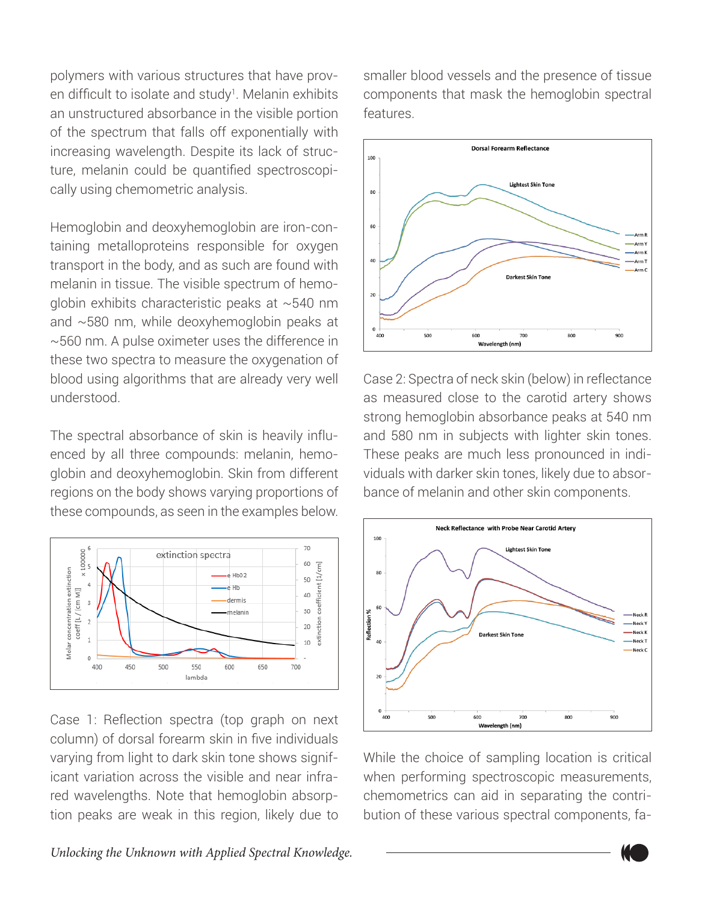polymers with various structures that have proven difficult to isolate and study[1]. Melanin exhibits an unstructured absorbance in the visible portion of the spectrum that falls off exponentially with increasing wavelength. Despite its lack of structure, melanin could be quantified spectroscopically using chemometric analysis.

Hemoglobin and deoxyhemoglobin are iron-containing metalloproteins responsible for oxygen transport in the body, and as such are found with melanin in tissue. The visible spectrum of hemoglobin exhibits characteristic peaks at ~540 nm and ~580 nm, while deoxyhemoglobin peaks at ~560 nm. A pulse oximeter uses the difference in these two spectra to measure the oxygenation of blood using algorithms that are already very well understood.

The spectral absorbance of skin is heavily influenced by all three compounds: melanin, hemoglobin and deoxyhemoglobin. Skin from different regions on the body shows varying proportions of these compounds, as seen in the examples below.

Case 1: Reflection spectra (top graph on next column) of dorsal forearm skin in five individuals varying from light to dark skin tone shows significant variation across the visible and near infrared wavelengths. Note that hemoglobin absorption peaks are weak in this region, likely due to smaller blood vessels and the presence of tissue components that mask the hemoglobin spectral features.

Case 2: Spectra of neck skin (below) in reflectance as measured close to the carotid artery shows strong hemoglobin absorbance peaks at 540 nm and 580 nm in subjects with lighter skin tones. These peaks are much less pronounced in individuals with darker skin tones, likely due to absorbance of melanin and other skin components.

While the choice of sampling location is critical when performing spectroscopic measurements, chemometrics can aid in separating the contribution of these various spectral components, fa-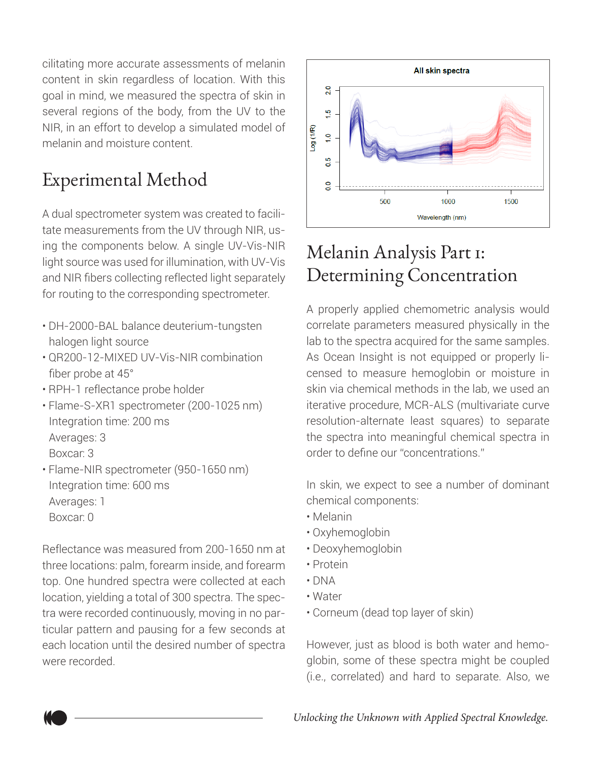cilitating more accurate assessments of melanin content in skin regardless of location. With this goal in mind, we measured the spectra of skin in several regions of the body, from the UV to the NIR, in an effort to develop a simulated model of melanin and moisture content.

## Experimental Method

A dual spectrometer system was created to facilitate measurements from the UV through NIR, using the components below. A single UV-Vis-NIR light source was used for illumination, with UV-Vis and NIR fibers collecting reflected light separately for routing to the corresponding spectrometer.

- DH-2000-BAL balance deuterium-tungsten halogen light source
- QR200-12-MIXED UV-Vis-NIR combination fiber probe at 45°
- RPH-1 reflectance probe holder
- Flame-S-XR1 spectrometer (200-1025 nm)  
  Integration time: 200 ms  
  Averages: 3  
  Boxcar: 3
- Flame-NIR spectrometer (950-1650 nm)  
  Integration time: 600 ms  
  Averages: 1  
  Boxcar: 0

Reflectance was measured from 200-1650 nm at three locations: palm, forearm inside, and forearm top. One hundred spectra were collected at each location, yielding a total of 300 spectra. The spectra were recorded continuously, moving in no particular pattern and pausing for a few seconds at each location until the desired number of spectra were recorded.

## Melanin Analysis Part 1: Determining Concentration

A properly applied chemometric analysis would correlate parameters measured physically in the lab to the spectra acquired for the same samples. As Ocean Insight is not equipped or properly licensed to measure hemoglobin or moisture in skin via chemical methods in the lab, we used an iterative procedure, MCR-ALS (multivariate curve resolution-alternate least squares) to separate the spectra into meaningful chemical spectra in order to define our "concentrations."

In skin, we expect to see a number of dominant chemical components:

- Melanin
- Oxyhemoglobin
- Deoxyhemoglobin
- Protein
- DNA
- Water
- Corneum (dead top layer of skin)

However, just as blood is both water and hemoglobin, some of these spectra might be coupled (i.e., correlated) and hard to separate. Also, we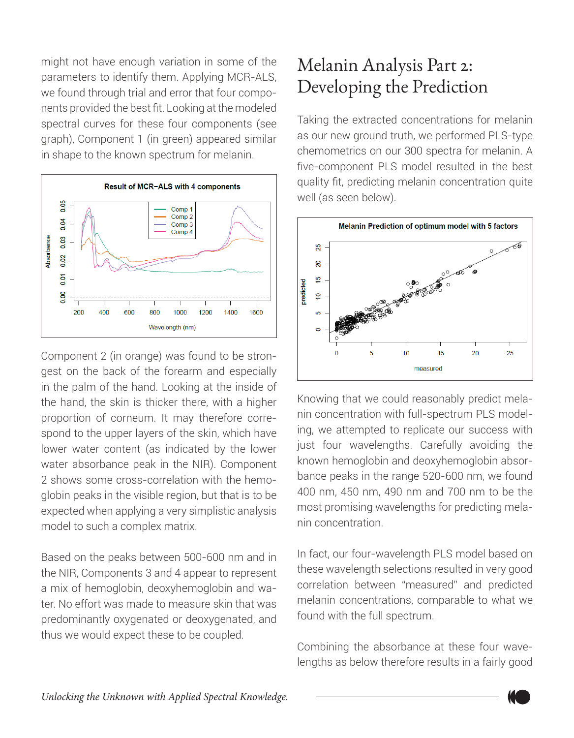might not have enough variation in some of the parameters to identify them. Applying MCR-ALS, we found through trial and error that four components provided the best fit. Looking at the modeled spectral curves for these four components (see graph), Component 1 (in green) appeared similar in shape to the known spectrum for melanin.

Component 2 (in orange) was found to be strongest on the back of the forearm and especially in the palm of the hand. Looking at the inside of the hand, the skin is thicker there, with a higher proportion of corneum. It may therefore correspond to the upper layers of the skin, which have lower water content (as indicated by the lower water absorbance peak in the NIR). Component 2 shows some cross-correlation with the hemoglobin peaks in the visible region, but that is to be expected when applying a very simplistic analysis model to such a complex matrix.

Based on the peaks between 500-600 nm and in the NIR, Components 3 and 4 appear to represent a mix of hemoglobin, deoxyhemoglobin and water. No effort was made to measure skin that was predominantly oxygenated or deoxygenated, and thus we would expect these to be coupled.

# Melanin Analysis Part 2: Developing the Prediction

Taking the extracted concentrations for melanin as our new ground truth, we performed PLS-type chemometrics on our 300 spectra for melanin. A five-component PLS model resulted in the best quality fit, predicting melanin concentration quite well (as seen below).

Knowing that we could reasonably predict melanin concentration with full-spectrum PLS modeling, we attempted to replicate our success with just four wavelengths. Carefully avoiding the known hemoglobin and deoxyhemoglobin absorbance peaks in the range 520-600 nm, we found 400 nm, 450 nm, 490 nm and 700 nm to be the most promising wavelengths for predicting melanin concentration.

In fact, our four-wavelength PLS model based on these wavelength selections resulted in very good correlation between "measured" and predicted melanin concentrations, comparable to what we found with the full spectrum.

Combining the absorbance at these four wavelengths as below therefore results in a fairly good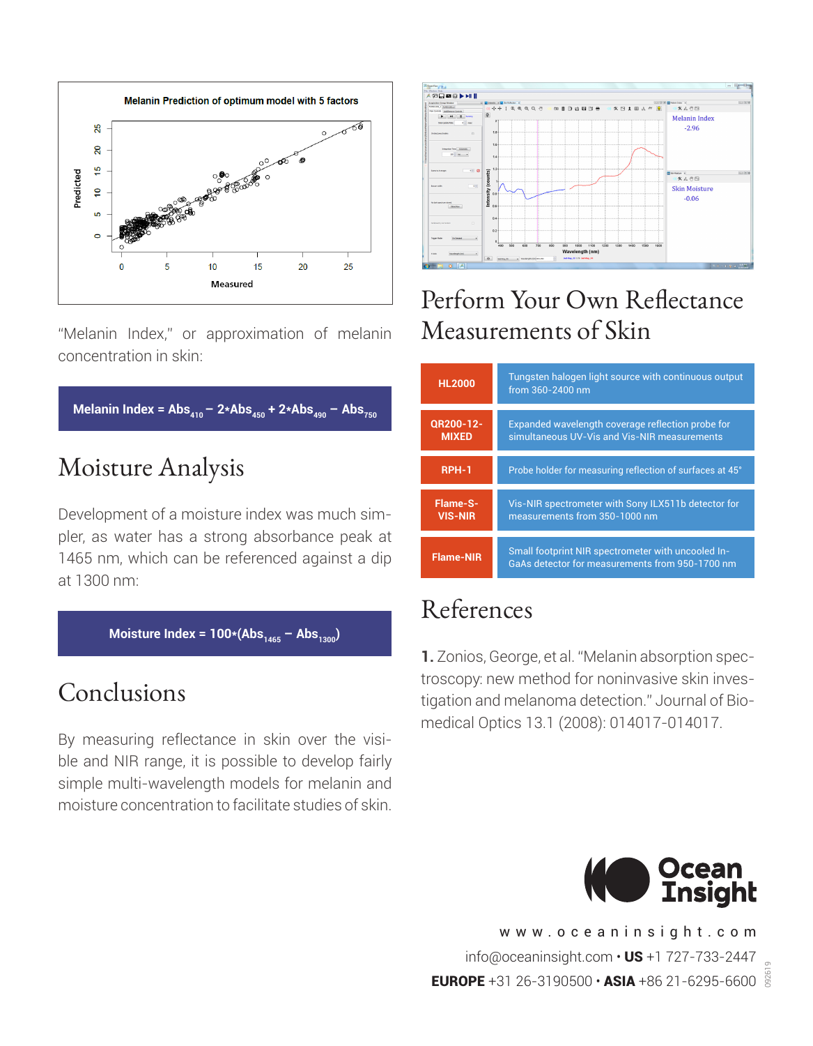Melanin Prediction of optimum model with 5 factors

Predicted

0
5
10
15
20
25

Measured

0
5
10
15
20
25

"Melanin Index," or approximation of melanin concentration in skin:

$$\text{Melanin Index} = Abs_{410} - 2{*}Abs_{450} + 2{*}Abs_{490} - Abs_{750}$$

## Moisture Analysis

Development of a moisture index was much simpler, as water has a strong absorbance peak at 1465 nm, which can be referenced against a dip at 1300 nm:

$$\text{Moisture Index} = 100{*}(Abs_{1465} - Abs_{1300})$$

## Conclusions

By measuring reflectance in skin over the visible and NIR range, it is possible to develop fairly simple multi-wavelength models for melanin and moisture concentration to facilitate studies of skin.

Melanin Index
-2.96

Skin Moisture
-0.06

Intensity (counts)

Wavelength (nm)

## Perform Your Own Reflectance Measurements of Skin

| | |
|---|---|
| HL2000 | Tungsten halogen light source with continuous output from 360-2400 nm |
| QR200-12-MIXED | Expanded wavelength coverage reflection probe for simultaneous UV-Vis and Vis-NIR measurements |
| RPH-1 | Probe holder for measuring reflection of surfaces at 45° |
| Flame-S-VIS-NIR | Vis-NIR spectrometer with Sony ILX511b detector for measurements from 350-1000 nm |
| Flame-NIR | Small footprint NIR spectrometer with uncooled InGaAs detector for measurements from 950-1700 nm |

## References

**1.** Zonios, George, et al. "Melanin absorption spectroscopy: new method for noninvasive skin investigation and melanoma detection." Journal of Biomedical Optics 13.1 (2008): 014017-014017.

Ocean Insight

www.oceaninsight.com

info@oceaninsight.com • **US** +1 727-733-2447

**EUROPE** +31 26-3190500 • **ASIA** +86 21-6295-6600

092619